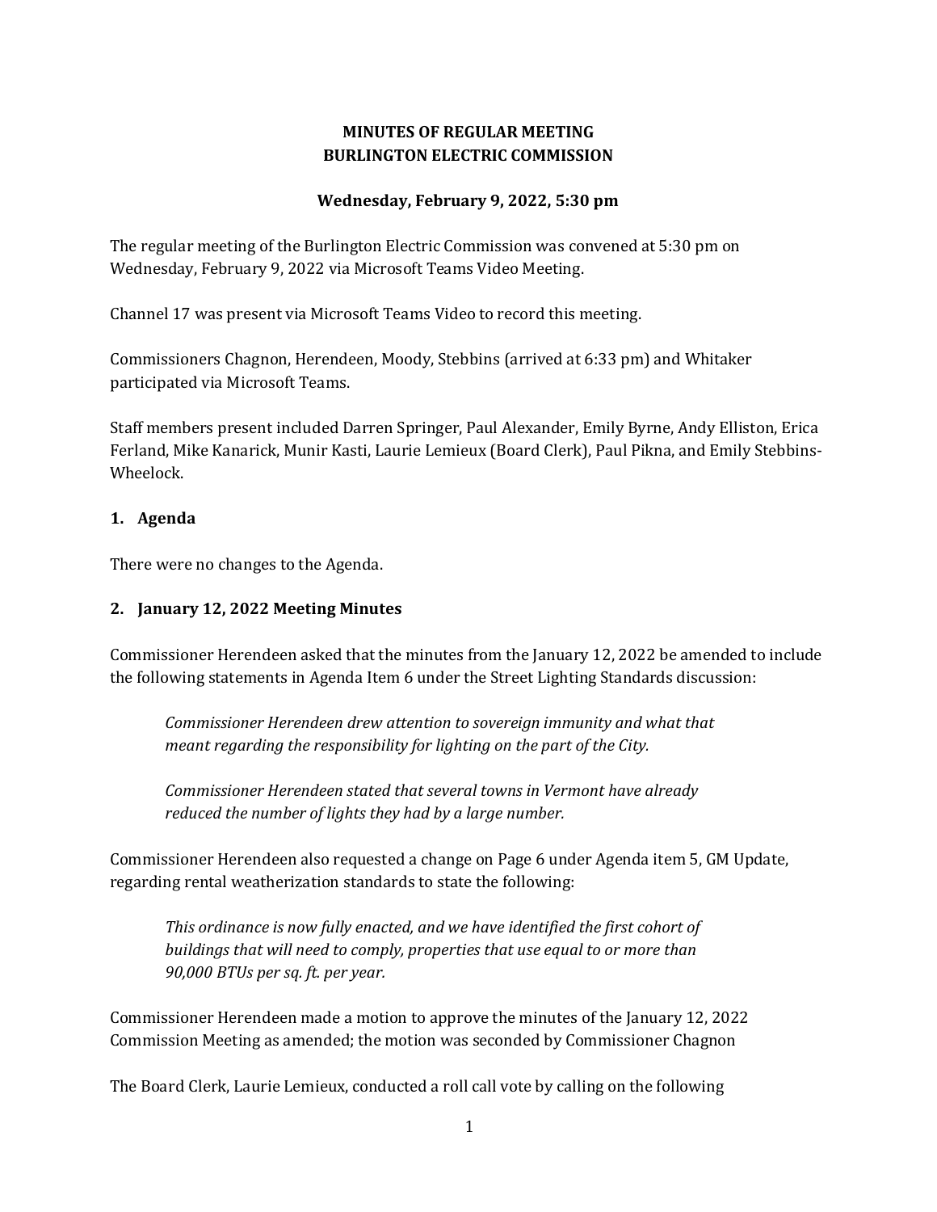**MINUTES OF REGULAR MEETING**
**BURLINGTON ELECTRIC COMMISSION**

**Wednesday, February 9, 2022, 5:30 pm**

The regular meeting of the Burlington Electric Commission was convened at 5:30 pm on Wednesday, February 9, 2022 via Microsoft Teams Video Meeting.

Channel 17 was present via Microsoft Teams Video to record this meeting.

Commissioners Chagnon, Herendeen, Moody, Stebbins (arrived at 6:33 pm) and Whitaker participated via Microsoft Teams.

Staff members present included Darren Springer, Paul Alexander, Emily Byrne, Andy Elliston, Erica Ferland, Mike Kanarick, Munir Kasti, Laurie Lemieux (Board Clerk), Paul Pikna, and Emily Stebbins-Wheelock.

## 1. Agenda

There were no changes to the Agenda.

## 2. January 12, 2022 Meeting Minutes

Commissioner Herendeen asked that the minutes from the January 12, 2022 be amended to include the following statements in Agenda Item 6 under the Street Lighting Standards discussion:

> *Commissioner Herendeen drew attention to sovereign immunity and what that meant regarding the responsibility for lighting on the part of the City.*
>
> *Commissioner Herendeen stated that several towns in Vermont have already reduced the number of lights they had by a large number.*

Commissioner Herendeen also requested a change on Page 6 under Agenda item 5, GM Update, regarding rental weatherization standards to state the following:

> *This ordinance is now fully enacted, and we have identified the first cohort of buildings that will need to comply, properties that use equal to or more than 90,000 BTUs per sq. ft. per year.*

Commissioner Herendeen made a motion to approve the minutes of the January 12, 2022 Commission Meeting as amended; the motion was seconded by Commissioner Chagnon

The Board Clerk, Laurie Lemieux, conducted a roll call vote by calling on the following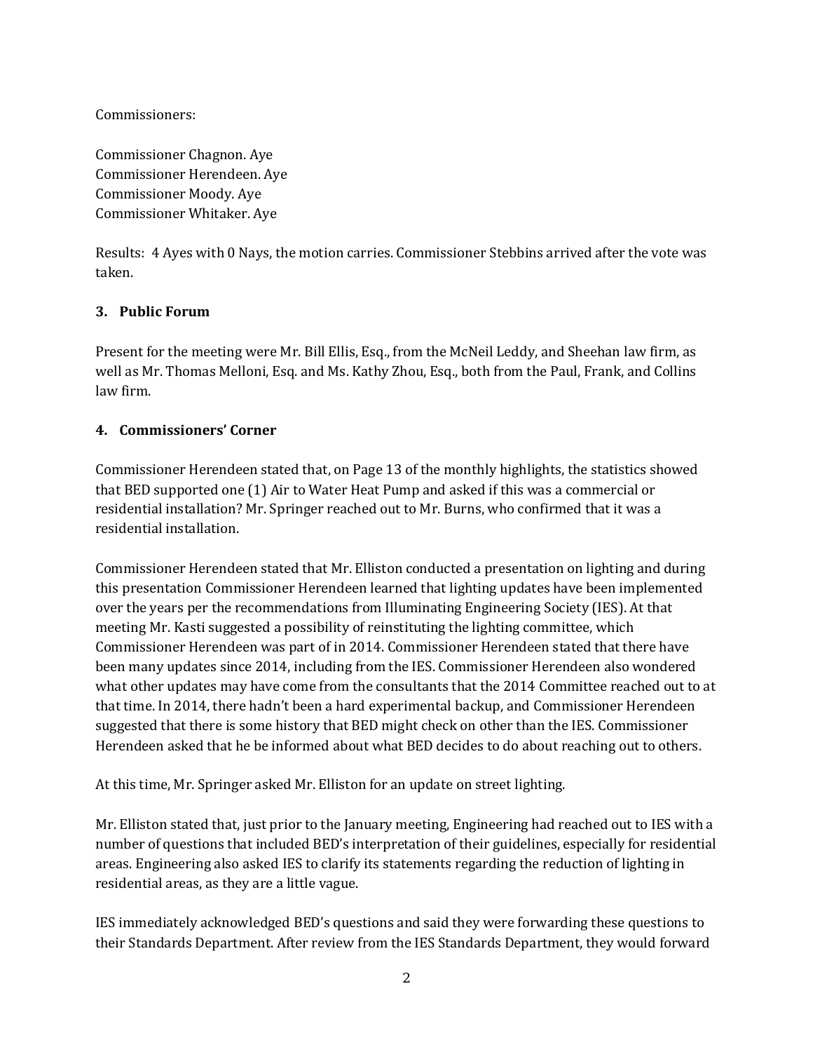Commissioners:

Commissioner Chagnon. Aye
Commissioner Herendeen. Aye
Commissioner Moody. Aye
Commissioner Whitaker. Aye

Results: 4 Ayes with 0 Nays, the motion carries. Commissioner Stebbins arrived after the vote was taken.

**3. Public Forum**

Present for the meeting were Mr. Bill Ellis, Esq., from the McNeil Leddy, and Sheehan law firm, as well as Mr. Thomas Melloni, Esq. and Ms. Kathy Zhou, Esq., both from the Paul, Frank, and Collins law firm.

**4. Commissioners' Corner**

Commissioner Herendeen stated that, on Page 13 of the monthly highlights, the statistics showed that BED supported one (1) Air to Water Heat Pump and asked if this was a commercial or residential installation? Mr. Springer reached out to Mr. Burns, who confirmed that it was a residential installation.

Commissioner Herendeen stated that Mr. Elliston conducted a presentation on lighting and during this presentation Commissioner Herendeen learned that lighting updates have been implemented over the years per the recommendations from Illuminating Engineering Society (IES). At that meeting Mr. Kasti suggested a possibility of reinstituting the lighting committee, which Commissioner Herendeen was part of in 2014. Commissioner Herendeen stated that there have been many updates since 2014, including from the IES. Commissioner Herendeen also wondered what other updates may have come from the consultants that the 2014 Committee reached out to at that time. In 2014, there hadn't been a hard experimental backup, and Commissioner Herendeen suggested that there is some history that BED might check on other than the IES. Commissioner Herendeen asked that he be informed about what BED decides to do about reaching out to others.

At this time, Mr. Springer asked Mr. Elliston for an update on street lighting.

Mr. Elliston stated that, just prior to the January meeting, Engineering had reached out to IES with a number of questions that included BED's interpretation of their guidelines, especially for residential areas. Engineering also asked IES to clarify its statements regarding the reduction of lighting in residential areas, as they are a little vague.

IES immediately acknowledged BED's questions and said they were forwarding these questions to their Standards Department. After review from the IES Standards Department, they would forward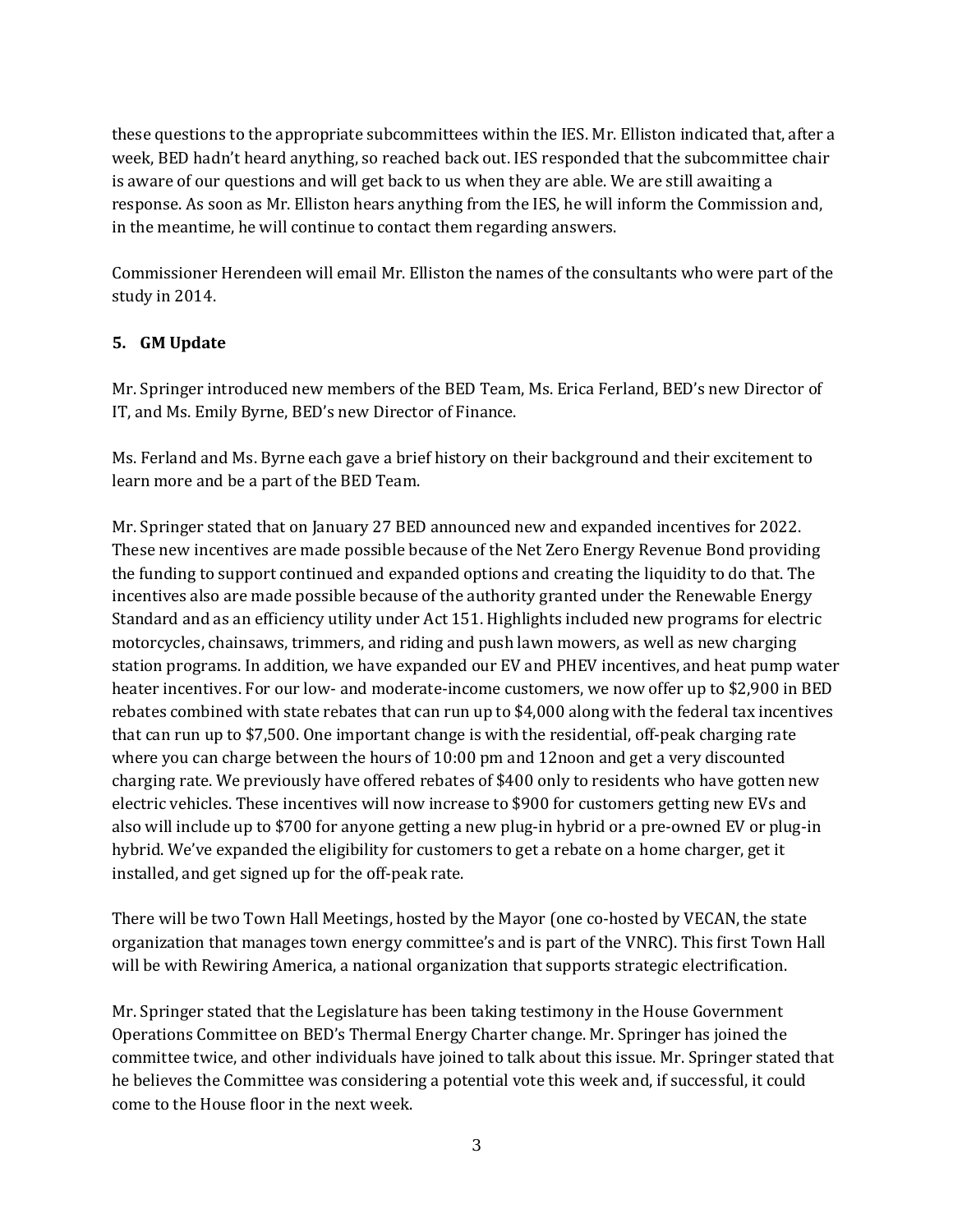these questions to the appropriate subcommittees within the IES. Mr. Elliston indicated that, after a week, BED hadn't heard anything, so reached back out. IES responded that the subcommittee chair is aware of our questions and will get back to us when they are able. We are still awaiting a response. As soon as Mr. Elliston hears anything from the IES, he will inform the Commission and, in the meantime, he will continue to contact them regarding answers.

Commissioner Herendeen will email Mr. Elliston the names of the consultants who were part of the study in 2014.

**5. GM Update**

Mr. Springer introduced new members of the BED Team, Ms. Erica Ferland, BED's new Director of IT, and Ms. Emily Byrne, BED's new Director of Finance.

Ms. Ferland and Ms. Byrne each gave a brief history on their background and their excitement to learn more and be a part of the BED Team.

Mr. Springer stated that on January 27 BED announced new and expanded incentives for 2022. These new incentives are made possible because of the Net Zero Energy Revenue Bond providing the funding to support continued and expanded options and creating the liquidity to do that. The incentives also are made possible because of the authority granted under the Renewable Energy Standard and as an efficiency utility under Act 151. Highlights included new programs for electric motorcycles, chainsaws, trimmers, and riding and push lawn mowers, as well as new charging station programs. In addition, we have expanded our EV and PHEV incentives, and heat pump water heater incentives. For our low- and moderate-income customers, we now offer up to $2,900 in BED rebates combined with state rebates that can run up to $4,000 along with the federal tax incentives that can run up to $7,500. One important change is with the residential, off-peak charging rate where you can charge between the hours of 10:00 pm and 12noon and get a very discounted charging rate. We previously have offered rebates of $400 only to residents who have gotten new electric vehicles. These incentives will now increase to $900 for customers getting new EVs and also will include up to $700 for anyone getting a new plug-in hybrid or a pre-owned EV or plug-in hybrid. We've expanded the eligibility for customers to get a rebate on a home charger, get it installed, and get signed up for the off-peak rate.

There will be two Town Hall Meetings, hosted by the Mayor (one co-hosted by VECAN, the state organization that manages town energy committee's and is part of the VNRC). This first Town Hall will be with Rewiring America, a national organization that supports strategic electrification.

Mr. Springer stated that the Legislature has been taking testimony in the House Government Operations Committee on BED's Thermal Energy Charter change. Mr. Springer has joined the committee twice, and other individuals have joined to talk about this issue. Mr. Springer stated that he believes the Committee was considering a potential vote this week and, if successful, it could come to the House floor in the next week.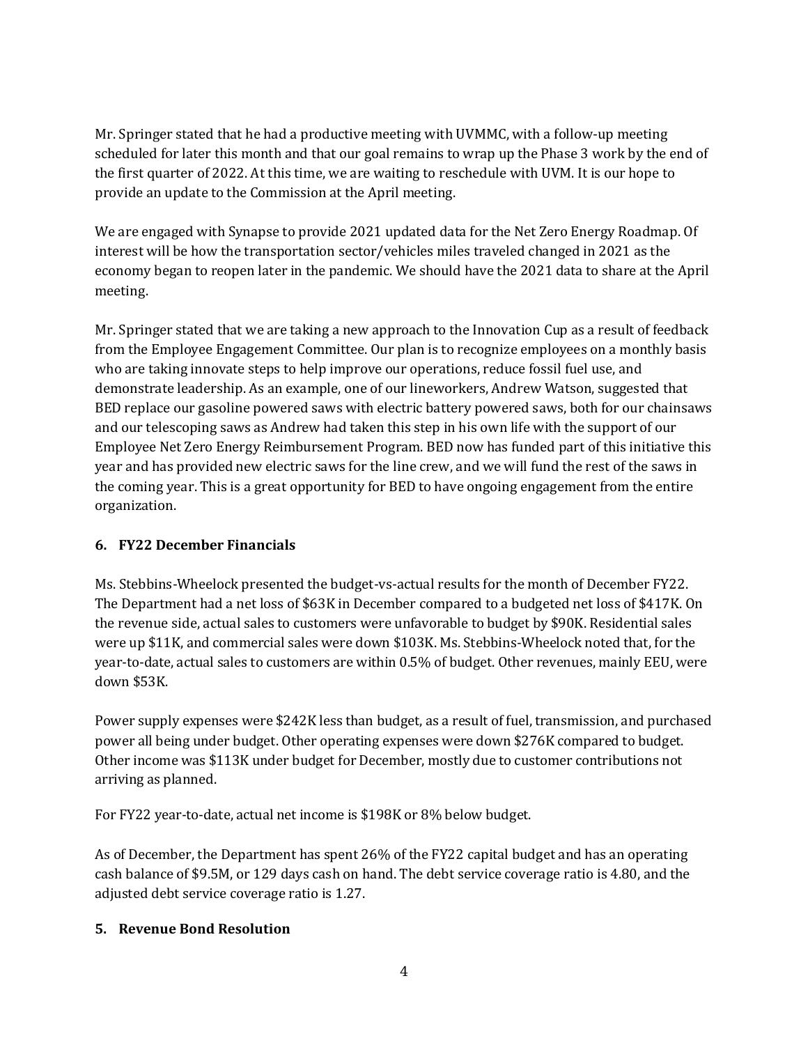Mr. Springer stated that he had a productive meeting with UVMMC, with a follow-up meeting scheduled for later this month and that our goal remains to wrap up the Phase 3 work by the end of the first quarter of 2022. At this time, we are waiting to reschedule with UVM. It is our hope to provide an update to the Commission at the April meeting.

We are engaged with Synapse to provide 2021 updated data for the Net Zero Energy Roadmap. Of interest will be how the transportation sector/vehicles miles traveled changed in 2021 as the economy began to reopen later in the pandemic. We should have the 2021 data to share at the April meeting.

Mr. Springer stated that we are taking a new approach to the Innovation Cup as a result of feedback from the Employee Engagement Committee. Our plan is to recognize employees on a monthly basis who are taking innovate steps to help improve our operations, reduce fossil fuel use, and demonstrate leadership. As an example, one of our lineworkers, Andrew Watson, suggested that BED replace our gasoline powered saws with electric battery powered saws, both for our chainsaws and our telescoping saws as Andrew had taken this step in his own life with the support of our Employee Net Zero Energy Reimbursement Program. BED now has funded part of this initiative this year and has provided new electric saws for the line crew, and we will fund the rest of the saws in the coming year. This is a great opportunity for BED to have ongoing engagement from the entire organization.

**6. FY22 December Financials**

Ms. Stebbins-Wheelock presented the budget-vs-actual results for the month of December FY22. The Department had a net loss of $63K in December compared to a budgeted net loss of $417K. On the revenue side, actual sales to customers were unfavorable to budget by $90K. Residential sales were up $11K, and commercial sales were down $103K. Ms. Stebbins-Wheelock noted that, for the year-to-date, actual sales to customers are within 0.5% of budget. Other revenues, mainly EEU, were down $53K.

Power supply expenses were $242K less than budget, as a result of fuel, transmission, and purchased power all being under budget. Other operating expenses were down $276K compared to budget. Other income was $113K under budget for December, mostly due to customer contributions not arriving as planned.

For FY22 year-to-date, actual net income is $198K or 8% below budget.

As of December, the Department has spent 26% of the FY22 capital budget and has an operating cash balance of $9.5M, or 129 days cash on hand. The debt service coverage ratio is 4.80, and the adjusted debt service coverage ratio is 1.27.

**5. Revenue Bond Resolution**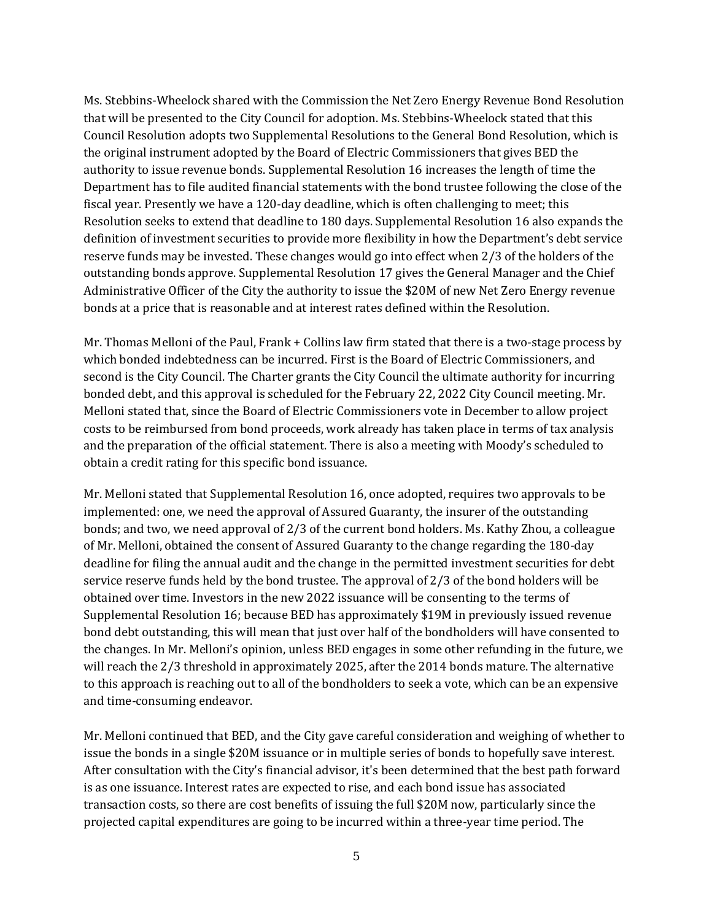Ms. Stebbins-Wheelock shared with the Commission the Net Zero Energy Revenue Bond Resolution that will be presented to the City Council for adoption. Ms. Stebbins-Wheelock stated that this Council Resolution adopts two Supplemental Resolutions to the General Bond Resolution, which is the original instrument adopted by the Board of Electric Commissioners that gives BED the authority to issue revenue bonds. Supplemental Resolution 16 increases the length of time the Department has to file audited financial statements with the bond trustee following the close of the fiscal year. Presently we have a 120-day deadline, which is often challenging to meet; this Resolution seeks to extend that deadline to 180 days. Supplemental Resolution 16 also expands the definition of investment securities to provide more flexibility in how the Department's debt service reserve funds may be invested. These changes would go into effect when 2/3 of the holders of the outstanding bonds approve. Supplemental Resolution 17 gives the General Manager and the Chief Administrative Officer of the City the authority to issue the $20M of new Net Zero Energy revenue bonds at a price that is reasonable and at interest rates defined within the Resolution.

Mr. Thomas Melloni of the Paul, Frank + Collins law firm stated that there is a two-stage process by which bonded indebtedness can be incurred. First is the Board of Electric Commissioners, and second is the City Council. The Charter grants the City Council the ultimate authority for incurring bonded debt, and this approval is scheduled for the February 22, 2022 City Council meeting. Mr. Melloni stated that, since the Board of Electric Commissioners vote in December to allow project costs to be reimbursed from bond proceeds, work already has taken place in terms of tax analysis and the preparation of the official statement. There is also a meeting with Moody's scheduled to obtain a credit rating for this specific bond issuance.

Mr. Melloni stated that Supplemental Resolution 16, once adopted, requires two approvals to be implemented: one, we need the approval of Assured Guaranty, the insurer of the outstanding bonds; and two, we need approval of 2/3 of the current bond holders. Ms. Kathy Zhou, a colleague of Mr. Melloni, obtained the consent of Assured Guaranty to the change regarding the 180-day deadline for filing the annual audit and the change in the permitted investment securities for debt service reserve funds held by the bond trustee. The approval of 2/3 of the bond holders will be obtained over time. Investors in the new 2022 issuance will be consenting to the terms of Supplemental Resolution 16; because BED has approximately $19M in previously issued revenue bond debt outstanding, this will mean that just over half of the bondholders will have consented to the changes. In Mr. Melloni's opinion, unless BED engages in some other refunding in the future, we will reach the 2/3 threshold in approximately 2025, after the 2014 bonds mature. The alternative to this approach is reaching out to all of the bondholders to seek a vote, which can be an expensive and time-consuming endeavor.

Mr. Melloni continued that BED, and the City gave careful consideration and weighing of whether to issue the bonds in a single $20M issuance or in multiple series of bonds to hopefully save interest. After consultation with the City's financial advisor, it's been determined that the best path forward is as one issuance. Interest rates are expected to rise, and each bond issue has associated transaction costs, so there are cost benefits of issuing the full $20M now, particularly since the projected capital expenditures are going to be incurred within a three-year time period. The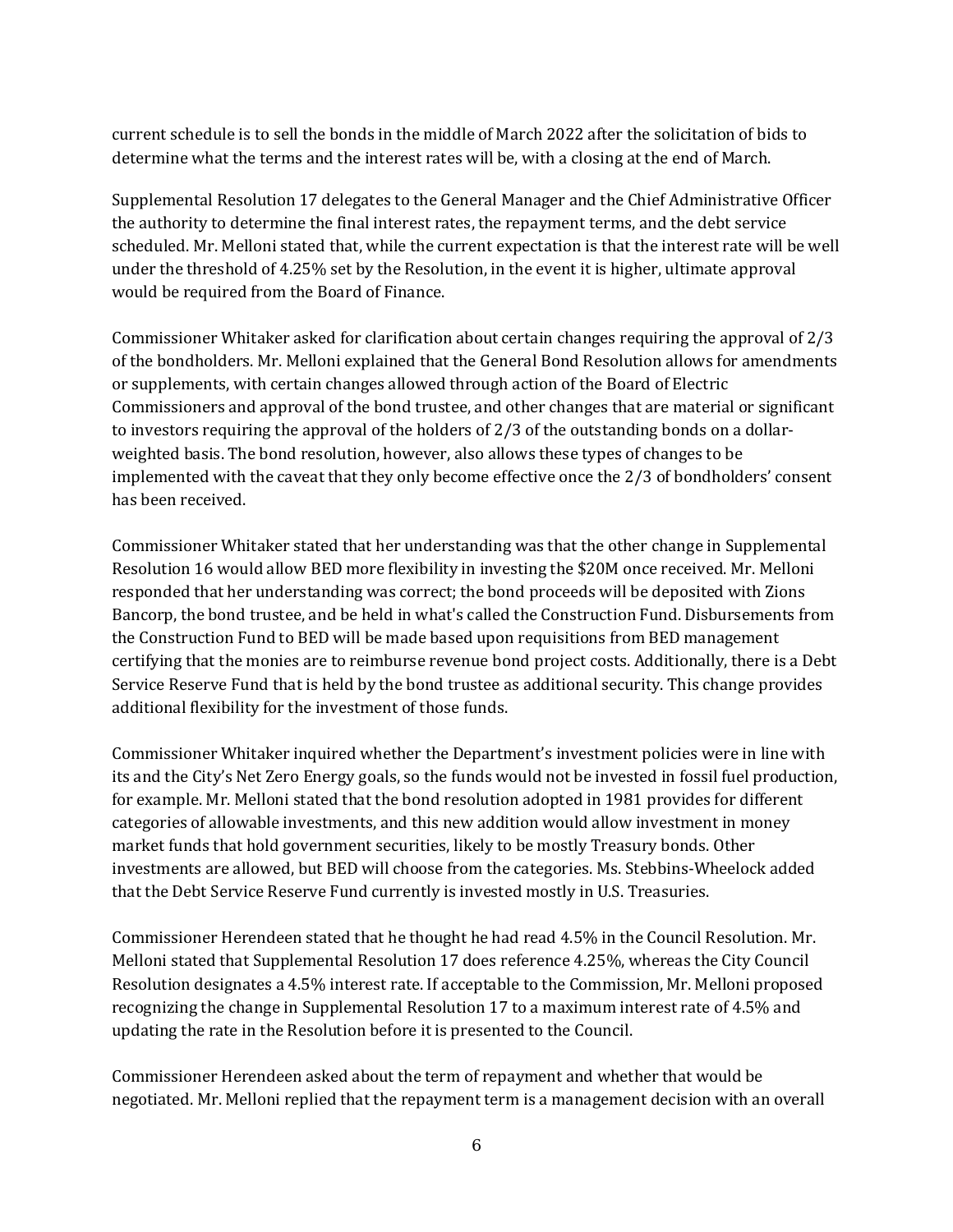current schedule is to sell the bonds in the middle of March 2022 after the solicitation of bids to determine what the terms and the interest rates will be, with a closing at the end of March.

Supplemental Resolution 17 delegates to the General Manager and the Chief Administrative Officer the authority to determine the final interest rates, the repayment terms, and the debt service scheduled. Mr. Melloni stated that, while the current expectation is that the interest rate will be well under the threshold of 4.25% set by the Resolution, in the event it is higher, ultimate approval would be required from the Board of Finance.

Commissioner Whitaker asked for clarification about certain changes requiring the approval of 2/3 of the bondholders. Mr. Melloni explained that the General Bond Resolution allows for amendments or supplements, with certain changes allowed through action of the Board of Electric Commissioners and approval of the bond trustee, and other changes that are material or significant to investors requiring the approval of the holders of 2/3 of the outstanding bonds on a dollar-weighted basis. The bond resolution, however, also allows these types of changes to be implemented with the caveat that they only become effective once the 2/3 of bondholders' consent has been received.

Commissioner Whitaker stated that her understanding was that the other change in Supplemental Resolution 16 would allow BED more flexibility in investing the $20M once received. Mr. Melloni responded that her understanding was correct; the bond proceeds will be deposited with Zions Bancorp, the bond trustee, and be held in what's called the Construction Fund. Disbursements from the Construction Fund to BED will be made based upon requisitions from BED management certifying that the monies are to reimburse revenue bond project costs. Additionally, there is a Debt Service Reserve Fund that is held by the bond trustee as additional security. This change provides additional flexibility for the investment of those funds.

Commissioner Whitaker inquired whether the Department's investment policies were in line with its and the City's Net Zero Energy goals, so the funds would not be invested in fossil fuel production, for example. Mr. Melloni stated that the bond resolution adopted in 1981 provides for different categories of allowable investments, and this new addition would allow investment in money market funds that hold government securities, likely to be mostly Treasury bonds. Other investments are allowed, but BED will choose from the categories. Ms. Stebbins-Wheelock added that the Debt Service Reserve Fund currently is invested mostly in U.S. Treasuries.

Commissioner Herendeen stated that he thought he had read 4.5% in the Council Resolution. Mr. Melloni stated that Supplemental Resolution 17 does reference 4.25%, whereas the City Council Resolution designates a 4.5% interest rate. If acceptable to the Commission, Mr. Melloni proposed recognizing the change in Supplemental Resolution 17 to a maximum interest rate of 4.5% and updating the rate in the Resolution before it is presented to the Council.

Commissioner Herendeen asked about the term of repayment and whether that would be negotiated. Mr. Melloni replied that the repayment term is a management decision with an overall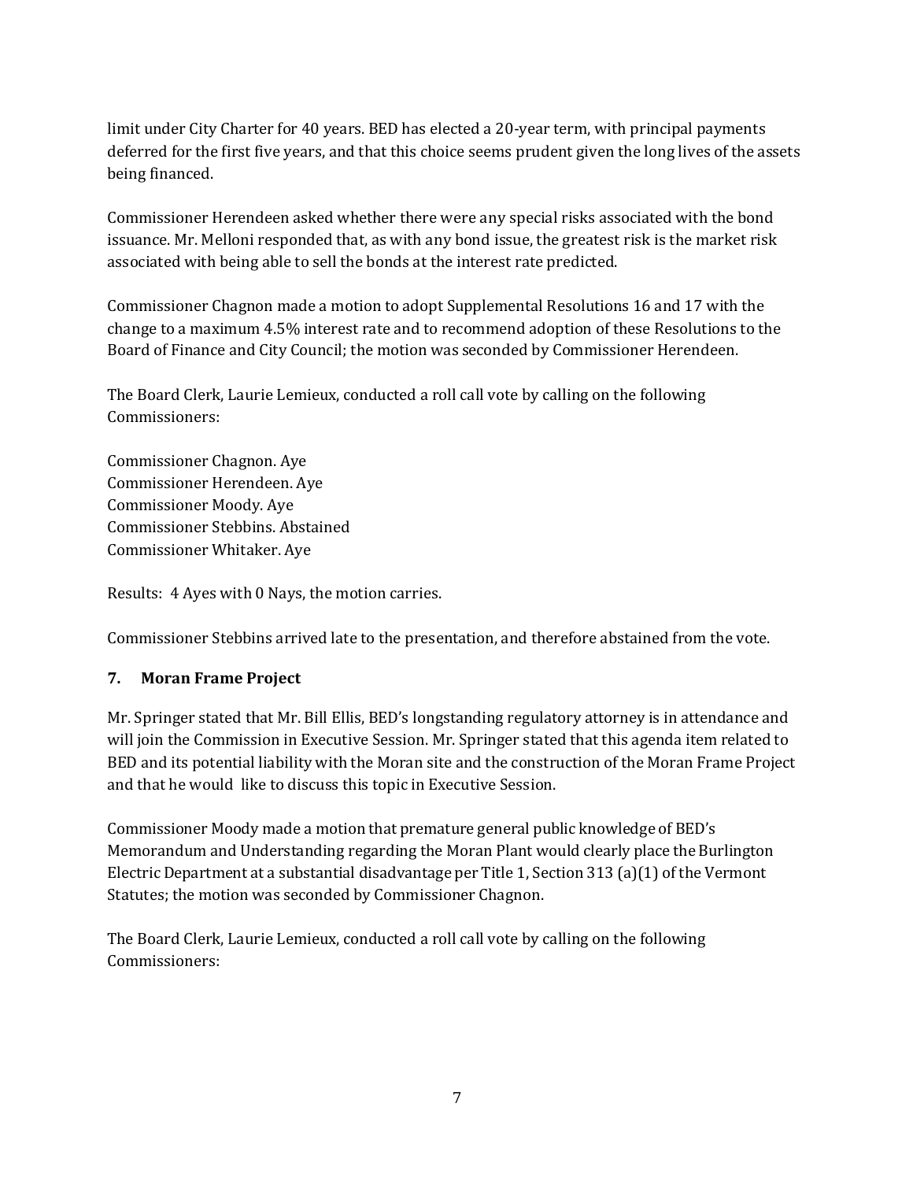limit under City Charter for 40 years. BED has elected a 20-year term, with principal payments deferred for the first five years, and that this choice seems prudent given the long lives of the assets being financed.

Commissioner Herendeen asked whether there were any special risks associated with the bond issuance. Mr. Melloni responded that, as with any bond issue, the greatest risk is the market risk associated with being able to sell the bonds at the interest rate predicted.

Commissioner Chagnon made a motion to adopt Supplemental Resolutions 16 and 17 with the change to a maximum 4.5% interest rate and to recommend adoption of these Resolutions to the Board of Finance and City Council; the motion was seconded by Commissioner Herendeen.

The Board Clerk, Laurie Lemieux, conducted a roll call vote by calling on the following Commissioners:

Commissioner Chagnon. Aye
Commissioner Herendeen. Aye
Commissioner Moody. Aye
Commissioner Stebbins. Abstained
Commissioner Whitaker. Aye

Results: 4 Ayes with 0 Nays, the motion carries.

Commissioner Stebbins arrived late to the presentation, and therefore abstained from the vote.

### 7. Moran Frame Project

Mr. Springer stated that Mr. Bill Ellis, BED's longstanding regulatory attorney is in attendance and will join the Commission in Executive Session. Mr. Springer stated that this agenda item related to BED and its potential liability with the Moran site and the construction of the Moran Frame Project and that he would like to discuss this topic in Executive Session.

Commissioner Moody made a motion that premature general public knowledge of BED's Memorandum and Understanding regarding the Moran Plant would clearly place the Burlington Electric Department at a substantial disadvantage per Title 1, Section 313 (a)(1) of the Vermont Statutes; the motion was seconded by Commissioner Chagnon.

The Board Clerk, Laurie Lemieux, conducted a roll call vote by calling on the following Commissioners: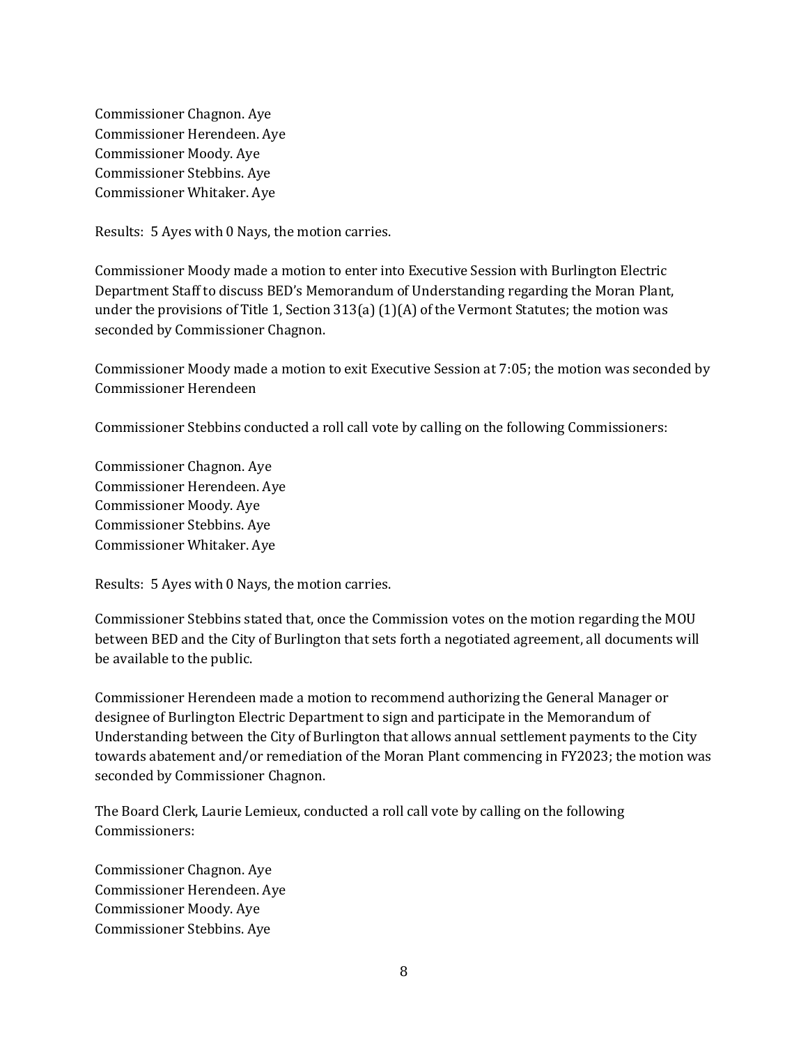Commissioner Chagnon. Aye
Commissioner Herendeen. Aye
Commissioner Moody. Aye
Commissioner Stebbins. Aye
Commissioner Whitaker. Aye

Results: 5 Ayes with 0 Nays, the motion carries.

Commissioner Moody made a motion to enter into Executive Session with Burlington Electric Department Staff to discuss BED's Memorandum of Understanding regarding the Moran Plant, under the provisions of Title 1, Section 313(a) (1)(A) of the Vermont Statutes; the motion was seconded by Commissioner Chagnon.

Commissioner Moody made a motion to exit Executive Session at 7:05; the motion was seconded by Commissioner Herendeen

Commissioner Stebbins conducted a roll call vote by calling on the following Commissioners:

Commissioner Chagnon. Aye
Commissioner Herendeen. Aye
Commissioner Moody. Aye
Commissioner Stebbins. Aye
Commissioner Whitaker. Aye

Results: 5 Ayes with 0 Nays, the motion carries.

Commissioner Stebbins stated that, once the Commission votes on the motion regarding the MOU between BED and the City of Burlington that sets forth a negotiated agreement, all documents will be available to the public.

Commissioner Herendeen made a motion to recommend authorizing the General Manager or designee of Burlington Electric Department to sign and participate in the Memorandum of Understanding between the City of Burlington that allows annual settlement payments to the City towards abatement and/or remediation of the Moran Plant commencing in FY2023; the motion was seconded by Commissioner Chagnon.

The Board Clerk, Laurie Lemieux, conducted a roll call vote by calling on the following Commissioners:

Commissioner Chagnon. Aye
Commissioner Herendeen. Aye
Commissioner Moody. Aye
Commissioner Stebbins. Aye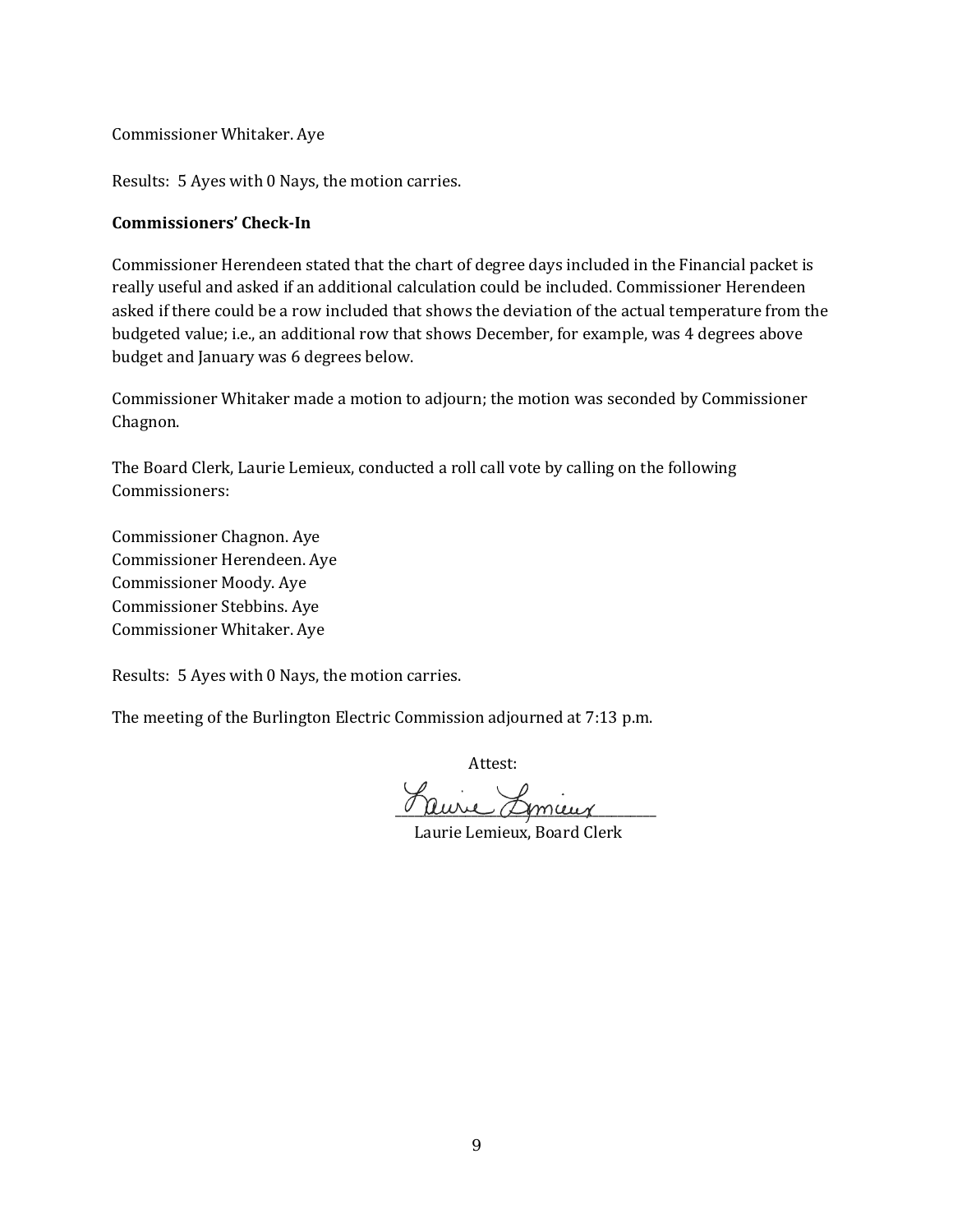Commissioner Whitaker. Aye

Results: 5 Ayes with 0 Nays, the motion carries.

**Commissioners' Check-In**

Commissioner Herendeen stated that the chart of degree days included in the Financial packet is really useful and asked if an additional calculation could be included. Commissioner Herendeen asked if there could be a row included that shows the deviation of the actual temperature from the budgeted value; i.e., an additional row that shows December, for example, was 4 degrees above budget and January was 6 degrees below.

Commissioner Whitaker made a motion to adjourn; the motion was seconded by Commissioner Chagnon.

The Board Clerk, Laurie Lemieux, conducted a roll call vote by calling on the following Commissioners:

Commissioner Chagnon. Aye
Commissioner Herendeen. Aye
Commissioner Moody. Aye
Commissioner Stebbins. Aye
Commissioner Whitaker. Aye

Results: 5 Ayes with 0 Nays, the motion carries.

The meeting of the Burlington Electric Commission adjourned at 7:13 p.m.

Attest:

Laurie Lemieux

Laurie Lemieux, Board Clerk